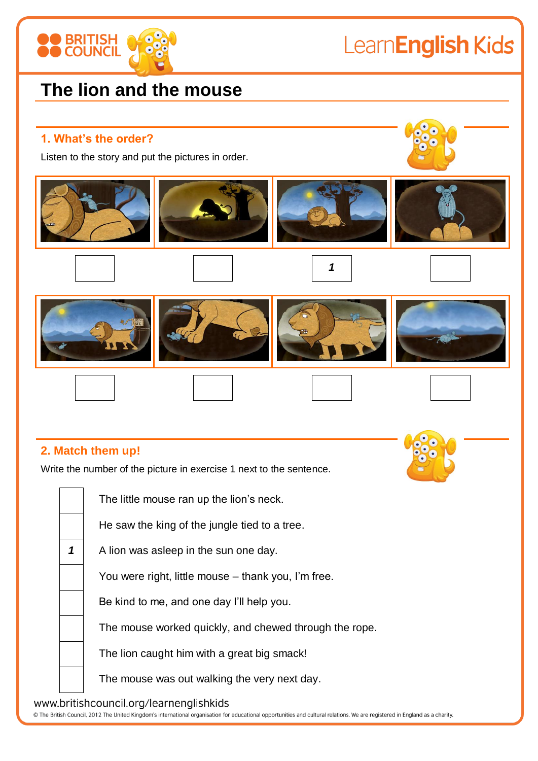# The lion and the mouse

## 1. What's the order?

Listen to the story and put the pictures in order.

| | | | |
|---|---|---|---|
| | | 1 | |
| | | | |

## 2. Match them up!

Write the number of the picture in exercise 1 next to the sentence.

| | |
|---|---|
| | The little mouse ran up the lion's neck. |
| | He saw the king of the jungle tied to a tree. |
| 1 | A lion was asleep in the sun one day. |
| | You were right, little mouse – thank you, I'm free. |
| | Be kind to me, and one day I'll help you. |
| | The mouse worked quickly, and chewed through the rope. |
| | The lion caught him with a great big smack! |
| | The mouse was out walking the very next day. |

www.britishcouncil.org/learnenglishkids

© The British Council, 2012 The United Kingdom's international organisation for educational opportunities and cultural relations. We are registered in England as a charity.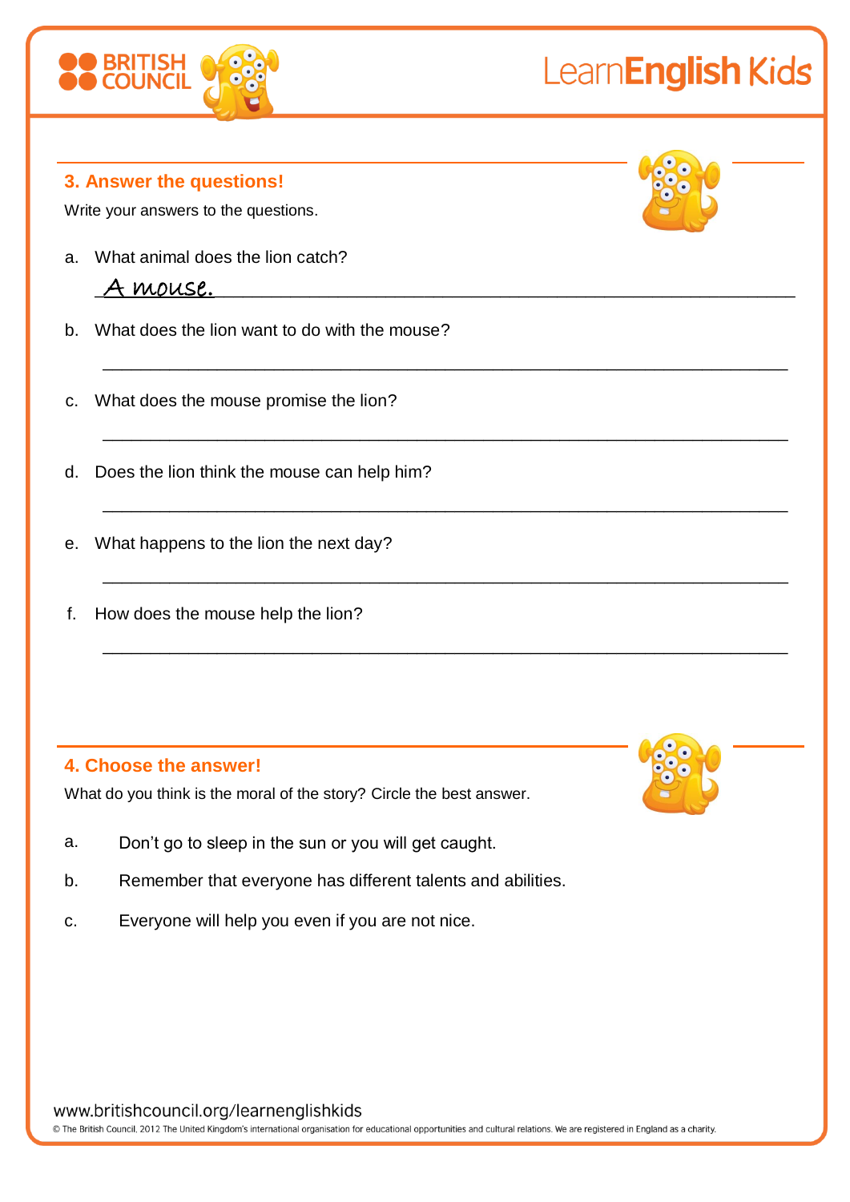## 3. Answer the questions!

Write your answers to the questions.

a. What animal does the lion catch?

A mouse.

b. What does the lion want to do with the mouse?

\_\_\_\_\_\_\_\_\_\_\_\_\_\_\_\_\_\_\_\_\_\_\_\_\_\_\_\_\_\_\_\_\_\_\_\_\_\_\_\_\_\_\_\_\_\_\_\_\_\_\_\_\_\_\_\_

c. What does the mouse promise the lion?

\_\_\_\_\_\_\_\_\_\_\_\_\_\_\_\_\_\_\_\_\_\_\_\_\_\_\_\_\_\_\_\_\_\_\_\_\_\_\_\_\_\_\_\_\_\_\_\_\_\_\_\_\_\_\_\_

d. Does the lion think the mouse can help him?

\_\_\_\_\_\_\_\_\_\_\_\_\_\_\_\_\_\_\_\_\_\_\_\_\_\_\_\_\_\_\_\_\_\_\_\_\_\_\_\_\_\_\_\_\_\_\_\_\_\_\_\_\_\_\_\_

e. What happens to the lion the next day?

\_\_\_\_\_\_\_\_\_\_\_\_\_\_\_\_\_\_\_\_\_\_\_\_\_\_\_\_\_\_\_\_\_\_\_\_\_\_\_\_\_\_\_\_\_\_\_\_\_\_\_\_\_\_\_\_

f. How does the mouse help the lion?

\_\_\_\_\_\_\_\_\_\_\_\_\_\_\_\_\_\_\_\_\_\_\_\_\_\_\_\_\_\_\_\_\_\_\_\_\_\_\_\_\_\_\_\_\_\_\_\_\_\_\_\_\_\_\_\_

## 4. Choose the answer!

What do you think is the moral of the story? Circle the best answer.

a. Don't go to sleep in the sun or you will get caught.

b. Remember that everyone has different talents and abilities.

c. Everyone will help you even if you are not nice.